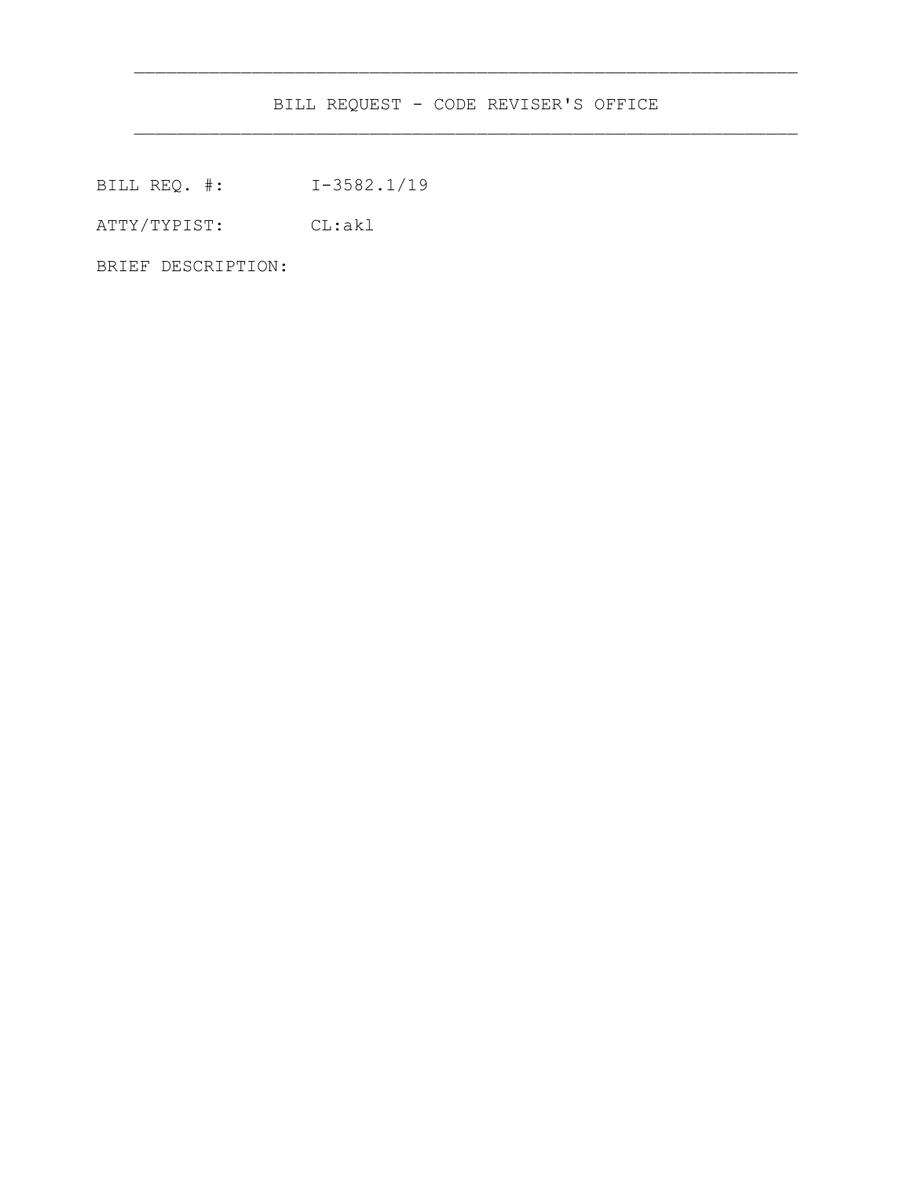# BILL REQUEST - CODE REVISER'S OFFICE

BILL REQ. #: I-3582.1/19

ATTY/TYPIST: CL:akl

BRIEF DESCRIPTION: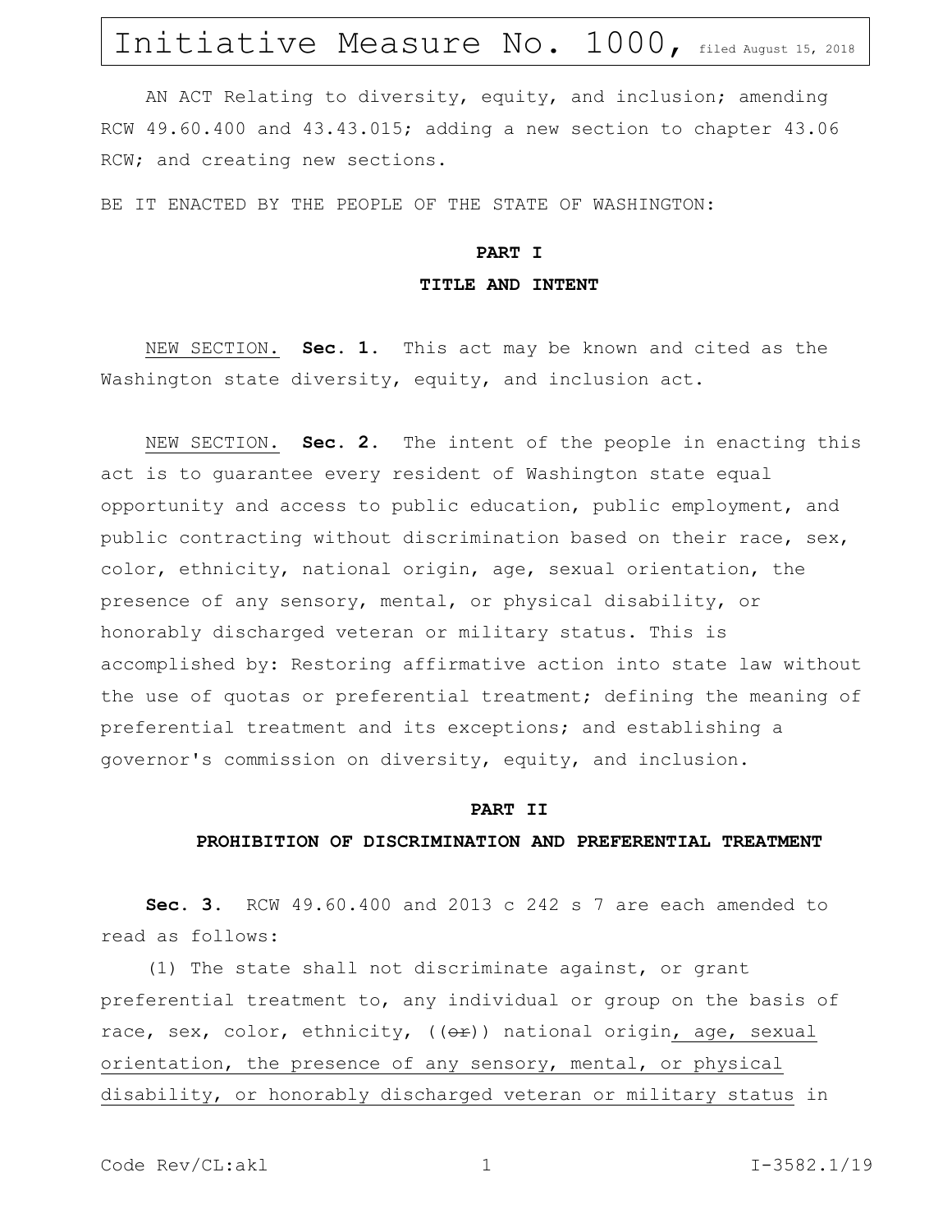# Initiative Measure No. 1000, filed August 15, 2018

AN ACT Relating to diversity, equity, and inclusion; amending RCW 49.60.400 and 43.43.015; adding a new section to chapter 43.06 RCW; and creating new sections.

BE IT ENACTED BY THE PEOPLE OF THE STATE OF WASHINGTON:

## PART I
## TITLE AND INTENT

NEW SECTION. **Sec. 1.** This act may be known and cited as the Washington state diversity, equity, and inclusion act.

NEW SECTION. **Sec. 2.** The intent of the people in enacting this act is to guarantee every resident of Washington state equal opportunity and access to public education, public employment, and public contracting without discrimination based on their race, sex, color, ethnicity, national origin, age, sexual orientation, the presence of any sensory, mental, or physical disability, or honorably discharged veteran or military status. This is accomplished by: Restoring affirmative action into state law without the use of quotas or preferential treatment; defining the meaning of preferential treatment and its exceptions; and establishing a governor's commission on diversity, equity, and inclusion.

## PART II
## PROHIBITION OF DISCRIMINATION AND PREFERENTIAL TREATMENT

**Sec. 3.** RCW 49.60.400 and 2013 c 242 s 7 are each amended to read as follows:

(1) The state shall not discriminate against, or grant preferential treatment to, any individual or group on the basis of race, sex, color, ethnicity, ((~~or~~)) national origin, age, sexual orientation, the presence of any sensory, mental, or physical disability, or honorably discharged veteran or military status in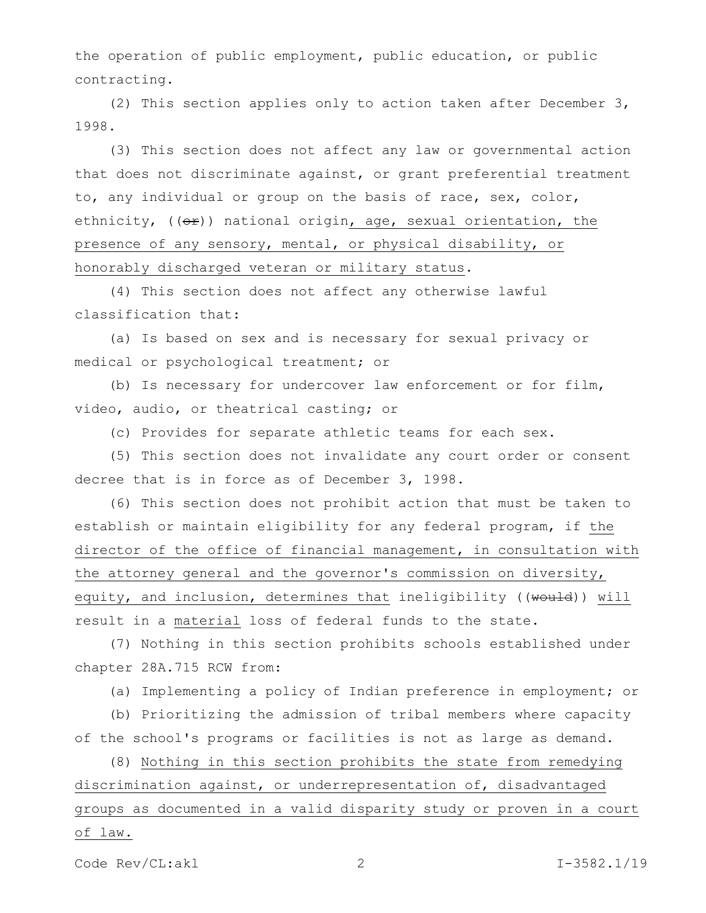the operation of public employment, public education, or public contracting.

(2) This section applies only to action taken after December 3, 1998.

(3) This section does not affect any law or governmental action that does not discriminate against, or grant preferential treatment to, any individual or group on the basis of race, sex, color, ethnicity, ((~~or~~)) national origin<u>, age, sexual orientation, the presence of any sensory, mental, or physical disability, or honorably discharged veteran or military status</u>.

(4) This section does not affect any otherwise lawful classification that:

(a) Is based on sex and is necessary for sexual privacy or medical or psychological treatment; or

(b) Is necessary for undercover law enforcement or for film, video, audio, or theatrical casting; or

(c) Provides for separate athletic teams for each sex.

(5) This section does not invalidate any court order or consent decree that is in force as of December 3, 1998.

(6) This section does not prohibit action that must be taken to establish or maintain eligibility for any federal program, if <u>the director of the office of financial management, in consultation with the attorney general and the governor's commission on diversity, equity, and inclusion, determines that</u> ineligibility ((~~would~~)) <u>will</u> result in a <u>material</u> loss of federal funds to the state.

(7) Nothing in this section prohibits schools established under chapter 28A.715 RCW from:

(a) Implementing a policy of Indian preference in employment; or

(b) Prioritizing the admission of tribal members where capacity of the school's programs or facilities is not as large as demand.

(8) <u>Nothing in this section prohibits the state from remedying discrimination against, or underrepresentation of, disadvantaged groups as documented in a valid disparity study or proven in a court of law.</u>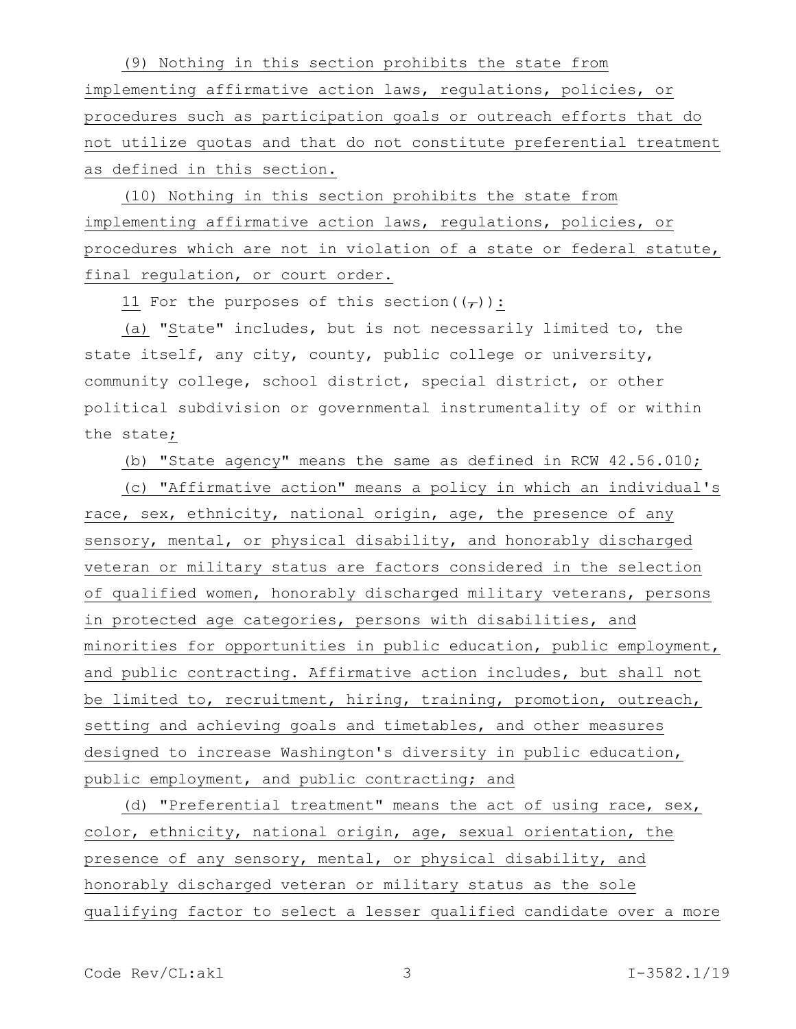(9) Nothing in this section prohibits the state from implementing affirmative action laws, regulations, policies, or procedures such as participation goals or outreach efforts that do not utilize quotas and that do not constitute preferential treatment as defined in this section.

(10) Nothing in this section prohibits the state from implementing affirmative action laws, regulations, policies, or procedures which are not in violation of a state or federal statute, final regulation, or court order.

11 For the purposes of this section((,)):

(a) "State" includes, but is not necessarily limited to, the state itself, any city, county, public college or university, community college, school district, special district, or other political subdivision or governmental instrumentality of or within the state;

(b) "State agency" means the same as defined in RCW 42.56.010;

(c) "Affirmative action" means a policy in which an individual's race, sex, ethnicity, national origin, age, the presence of any sensory, mental, or physical disability, and honorably discharged veteran or military status are factors considered in the selection of qualified women, honorably discharged military veterans, persons in protected age categories, persons with disabilities, and minorities for opportunities in public education, public employment, and public contracting. Affirmative action includes, but shall not be limited to, recruitment, hiring, training, promotion, outreach, setting and achieving goals and timetables, and other measures designed to increase Washington's diversity in public education, public employment, and public contracting; and

(d) "Preferential treatment" means the act of using race, sex, color, ethnicity, national origin, age, sexual orientation, the presence of any sensory, mental, or physical disability, and honorably discharged veteran or military status as the sole qualifying factor to select a lesser qualified candidate over a more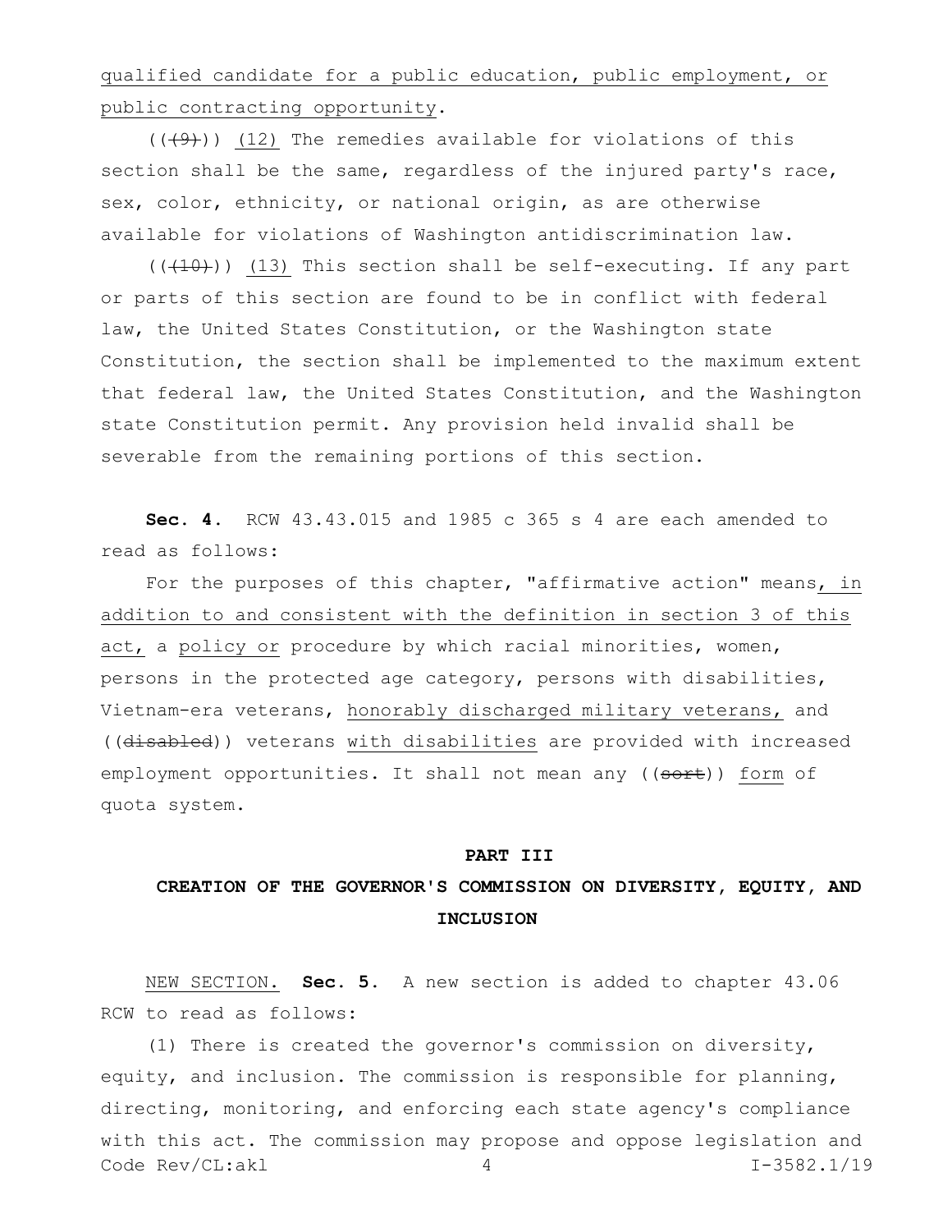qualified candidate for a public education, public employment, or public contracting opportunity.

((~~(9)~~)) (12) The remedies available for violations of this section shall be the same, regardless of the injured party's race, sex, color, ethnicity, or national origin, as are otherwise available for violations of Washington antidiscrimination law.

((~~(10)~~)) (13) This section shall be self-executing. If any part or parts of this section are found to be in conflict with federal law, the United States Constitution, or the Washington state Constitution, the section shall be implemented to the maximum extent that federal law, the United States Constitution, and the Washington state Constitution permit. Any provision held invalid shall be severable from the remaining portions of this section.

**Sec. 4.** RCW 43.43.015 and 1985 c 365 s 4 are each amended to read as follows:

For the purposes of this chapter, "affirmative action" means, in addition to and consistent with the definition in section 3 of this act, a policy or procedure by which racial minorities, women, persons in the protected age category, persons with disabilities, Vietnam-era veterans, honorably discharged military veterans, and ((~~disabled~~)) veterans with disabilities are provided with increased employment opportunities. It shall not mean any ((~~sort~~)) form of quota system.

## PART III

## CREATION OF THE GOVERNOR'S COMMISSION ON DIVERSITY, EQUITY, AND INCLUSION

NEW SECTION. **Sec. 5.** A new section is added to chapter 43.06 RCW to read as follows:

(1) There is created the governor's commission on diversity, equity, and inclusion. The commission is responsible for planning, directing, monitoring, and enforcing each state agency's compliance with this act. The commission may propose and oppose legislation and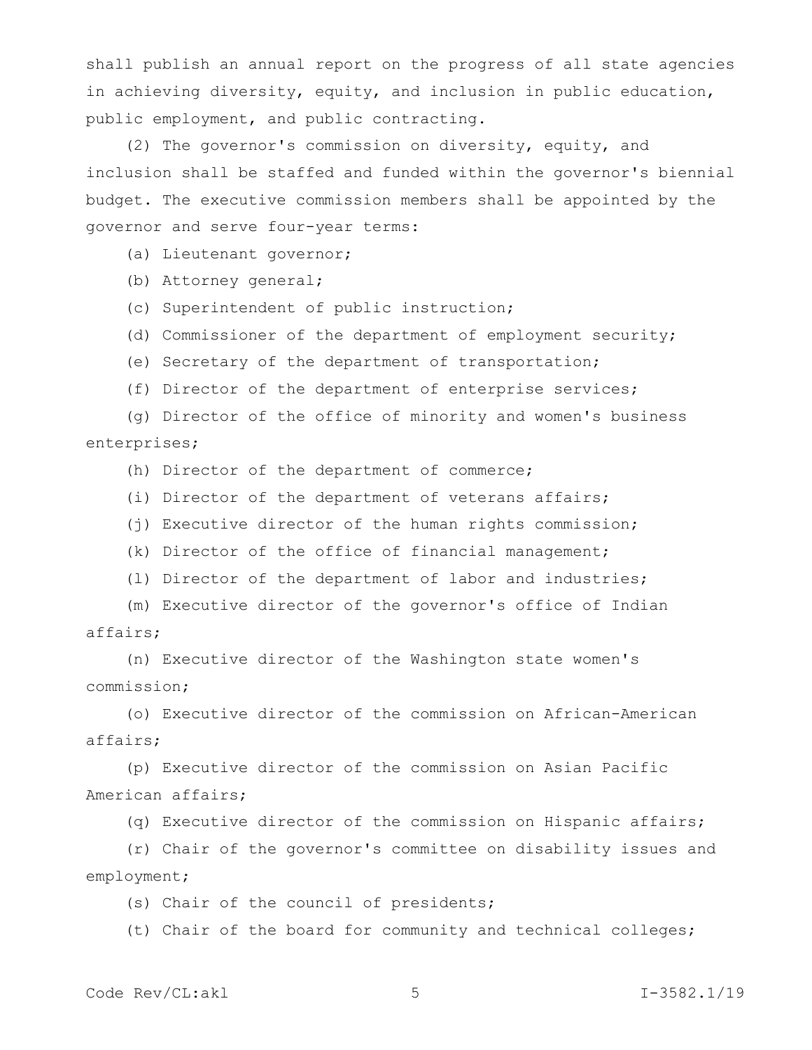shall publish an annual report on the progress of all state agencies in achieving diversity, equity, and inclusion in public education, public employment, and public contracting.

(2) The governor's commission on diversity, equity, and inclusion shall be staffed and funded within the governor's biennial budget. The executive commission members shall be appointed by the governor and serve four-year terms:

(a) Lieutenant governor;

(b) Attorney general;

(c) Superintendent of public instruction;

(d) Commissioner of the department of employment security;

(e) Secretary of the department of transportation;

(f) Director of the department of enterprise services;

(g) Director of the office of minority and women's business enterprises;

(h) Director of the department of commerce;

(i) Director of the department of veterans affairs;

(j) Executive director of the human rights commission;

(k) Director of the office of financial management;

(l) Director of the department of labor and industries;

(m) Executive director of the governor's office of Indian affairs;

(n) Executive director of the Washington state women's commission;

(o) Executive director of the commission on African-American affairs;

(p) Executive director of the commission on Asian Pacific American affairs;

(q) Executive director of the commission on Hispanic affairs;

(r) Chair of the governor's committee on disability issues and employment;

(s) Chair of the council of presidents;

(t) Chair of the board for community and technical colleges;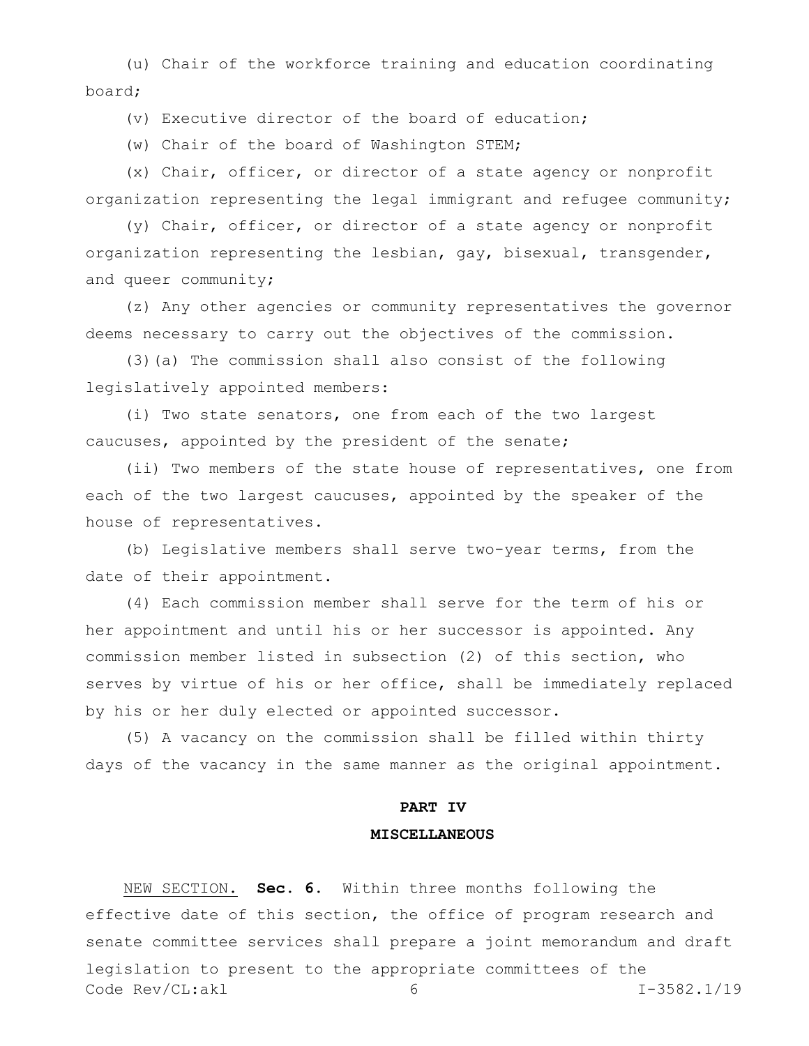(u) Chair of the workforce training and education coordinating board;

(v) Executive director of the board of education;

(w) Chair of the board of Washington STEM;

(x) Chair, officer, or director of a state agency or nonprofit organization representing the legal immigrant and refugee community;

(y) Chair, officer, or director of a state agency or nonprofit organization representing the lesbian, gay, bisexual, transgender, and queer community;

(z) Any other agencies or community representatives the governor deems necessary to carry out the objectives of the commission.

(3)(a) The commission shall also consist of the following legislatively appointed members:

(i) Two state senators, one from each of the two largest caucuses, appointed by the president of the senate;

(ii) Two members of the state house of representatives, one from each of the two largest caucuses, appointed by the speaker of the house of representatives.

(b) Legislative members shall serve two-year terms, from the date of their appointment.

(4) Each commission member shall serve for the term of his or her appointment and until his or her successor is appointed. Any commission member listed in subsection (2) of this section, who serves by virtue of his or her office, shall be immediately replaced by his or her duly elected or appointed successor.

(5) A vacancy on the commission shall be filled within thirty days of the vacancy in the same manner as the original appointment.

## PART IV

## MISCELLANEOUS

NEW SECTION. **Sec. 6.** Within three months following the effective date of this section, the office of program research and senate committee services shall prepare a joint memorandum and draft legislation to present to the appropriate committees of the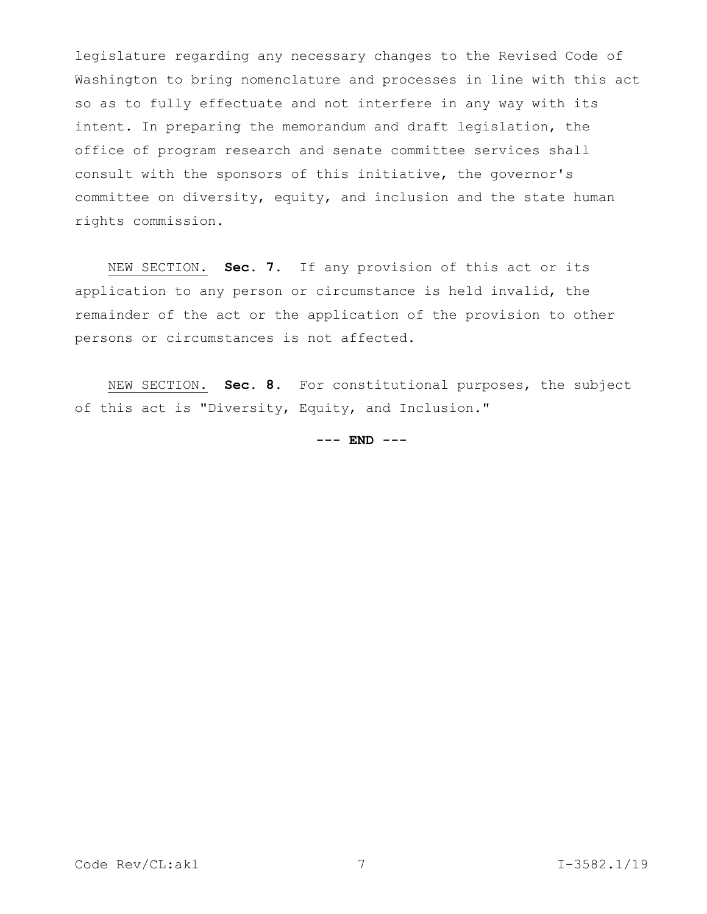legislature regarding any necessary changes to the Revised Code of Washington to bring nomenclature and processes in line with this act so as to fully effectuate and not interfere in any way with its intent. In preparing the memorandum and draft legislation, the office of program research and senate committee services shall consult with the sponsors of this initiative, the governor's committee on diversity, equity, and inclusion and the state human rights commission.

NEW SECTION. **Sec. 7.** If any provision of this act or its application to any person or circumstance is held invalid, the remainder of the act or the application of the provision to other persons or circumstances is not affected.

NEW SECTION. **Sec. 8.** For constitutional purposes, the subject of this act is "Diversity, Equity, and Inclusion."

**--- END ---**